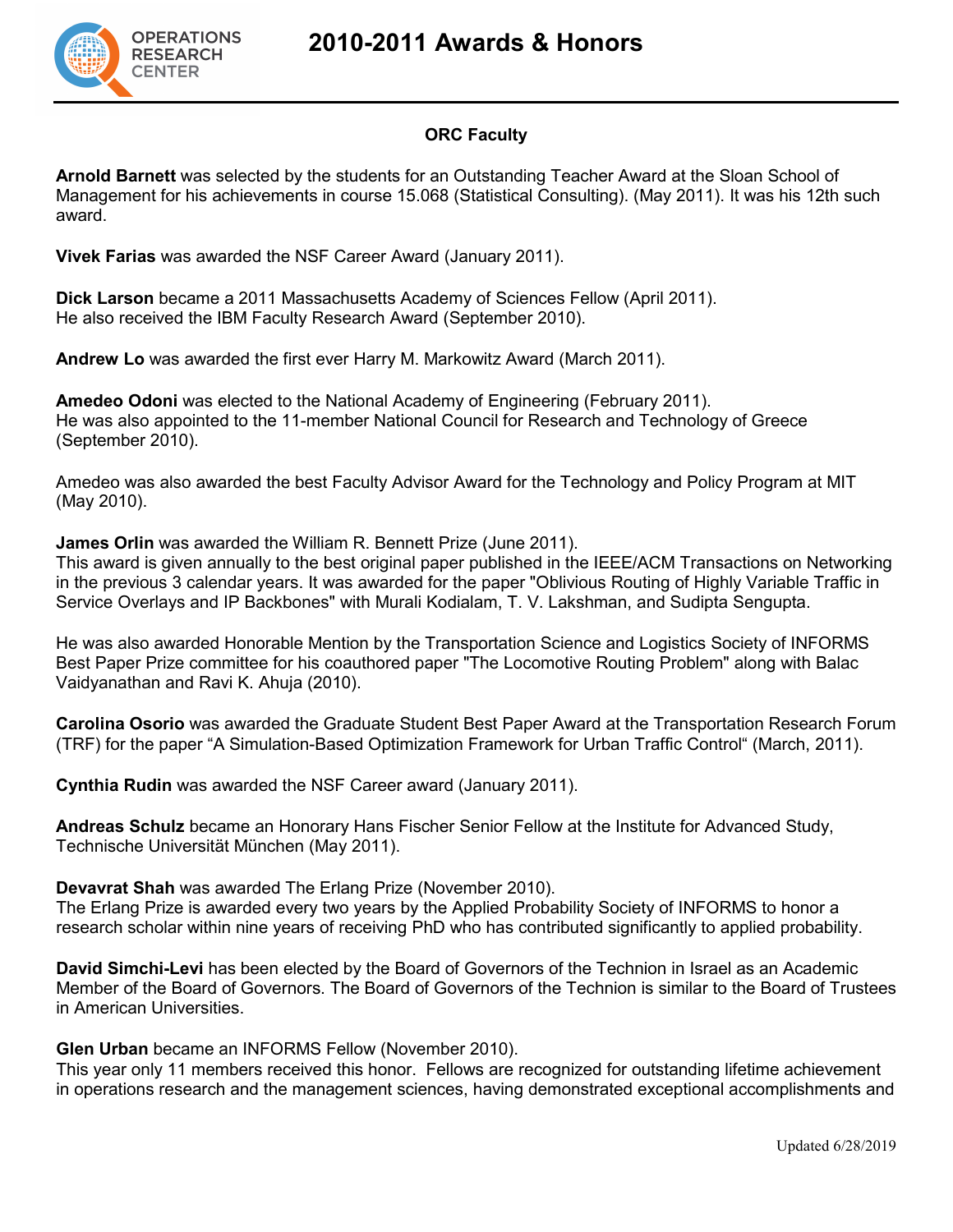# 2010-2011 Awards & Honors

## ORC Faculty

**Arnold Barnett** was selected by the students for an Outstanding Teacher Award at the Sloan School of Management for his achievements in course 15.068 (Statistical Consulting). (May 2011). It was his 12th such award.

**Vivek Farias** was awarded the NSF Career Award (January 2011).

**Dick Larson** became a 2011 Massachusetts Academy of Sciences Fellow (April 2011).
He also received the IBM Faculty Research Award (September 2010).

**Andrew Lo** was awarded the first ever Harry M. Markowitz Award (March 2011).

**Amedeo Odoni** was elected to the National Academy of Engineering (February 2011).
He was also appointed to the 11-member National Council for Research and Technology of Greece (September 2010).

Amedeo was also awarded the best Faculty Advisor Award for the Technology and Policy Program at MIT (May 2010).

**James Orlin** was awarded the William R. Bennett Prize (June 2011).
This award is given annually to the best original paper published in the IEEE/ACM Transactions on Networking in the previous 3 calendar years. It was awarded for the paper "Oblivious Routing of Highly Variable Traffic in Service Overlays and IP Backbones" with Murali Kodialam, T. V. Lakshman, and Sudipta Sengupta.

He was also awarded Honorable Mention by the Transportation Science and Logistics Society of INFORMS Best Paper Prize committee for his coauthored paper "The Locomotive Routing Problem" along with Balac Vaidyanathan and Ravi K. Ahuja (2010).

**Carolina Osorio** was awarded the Graduate Student Best Paper Award at the Transportation Research Forum (TRF) for the paper "A Simulation-Based Optimization Framework for Urban Traffic Control" (March, 2011).

**Cynthia Rudin** was awarded the NSF Career award (January 2011).

**Andreas Schulz** became an Honorary Hans Fischer Senior Fellow at the Institute for Advanced Study, Technische Universität München (May 2011).

**Devavrat Shah** was awarded The Erlang Prize (November 2010).
The Erlang Prize is awarded every two years by the Applied Probability Society of INFORMS to honor a research scholar within nine years of receiving PhD who has contributed significantly to applied probability.

**David Simchi-Levi** has been elected by the Board of Governors of the Technion in Israel as an Academic Member of the Board of Governors. The Board of Governors of the Technion is similar to the Board of Trustees in American Universities.

**Glen Urban** became an INFORMS Fellow (November 2010).
This year only 11 members received this honor. Fellows are recognized for outstanding lifetime achievement in operations research and the management sciences, having demonstrated exceptional accomplishments and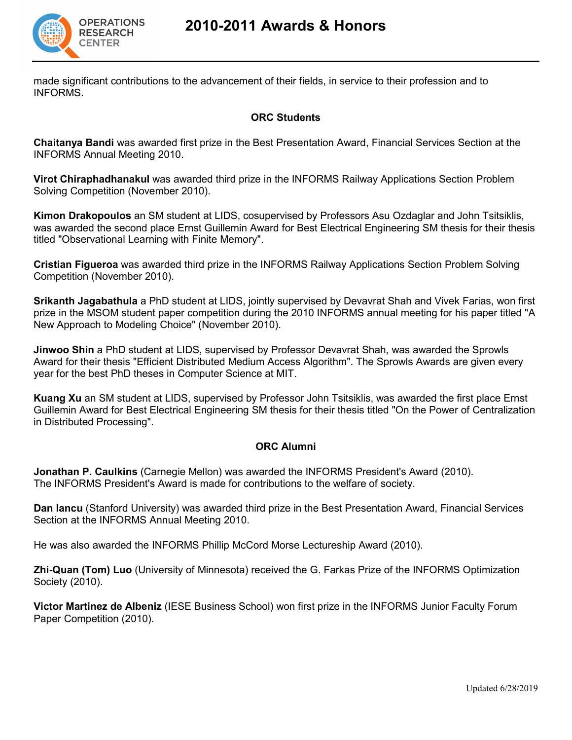made significant contributions to the advancement of their fields, in service to their profession and to INFORMS.

## ORC Students

**Chaitanya Bandi** was awarded first prize in the Best Presentation Award, Financial Services Section at the INFORMS Annual Meeting 2010.

**Virot Chiraphadhanakul** was awarded third prize in the INFORMS Railway Applications Section Problem Solving Competition (November 2010).

**Kimon Drakopoulos** an SM student at LIDS, cosupervised by Professors Asu Ozdaglar and John Tsitsiklis, was awarded the second place Ernst Guillemin Award for Best Electrical Engineering SM thesis for their thesis titled "Observational Learning with Finite Memory".

**Cristian Figueroa** was awarded third prize in the INFORMS Railway Applications Section Problem Solving Competition (November 2010).

**Srikanth Jagabathula** a PhD student at LIDS, jointly supervised by Devavrat Shah and Vivek Farias, won first prize in the MSOM student paper competition during the 2010 INFORMS annual meeting for his paper titled "A New Approach to Modeling Choice" (November 2010).

**Jinwoo Shin** a PhD student at LIDS, supervised by Professor Devavrat Shah, was awarded the Sprowls Award for their thesis "Efficient Distributed Medium Access Algorithm". The Sprowls Awards are given every year for the best PhD theses in Computer Science at MIT.

**Kuang Xu** an SM student at LIDS, supervised by Professor John Tsitsiklis, was awarded the first place Ernst Guillemin Award for Best Electrical Engineering SM thesis for their thesis titled "On the Power of Centralization in Distributed Processing".

## ORC Alumni

**Jonathan P. Caulkins** (Carnegie Mellon) was awarded the INFORMS President's Award (2010). The INFORMS President's Award is made for contributions to the welfare of society.

**Dan Iancu** (Stanford University) was awarded third prize in the Best Presentation Award, Financial Services Section at the INFORMS Annual Meeting 2010.

He was also awarded the INFORMS Phillip McCord Morse Lectureship Award (2010).

**Zhi-Quan (Tom) Luo** (University of Minnesota) received the G. Farkas Prize of the INFORMS Optimization Society (2010).

**Victor Martinez de Albeniz** (IESE Business School) won first prize in the INFORMS Junior Faculty Forum Paper Competition (2010).